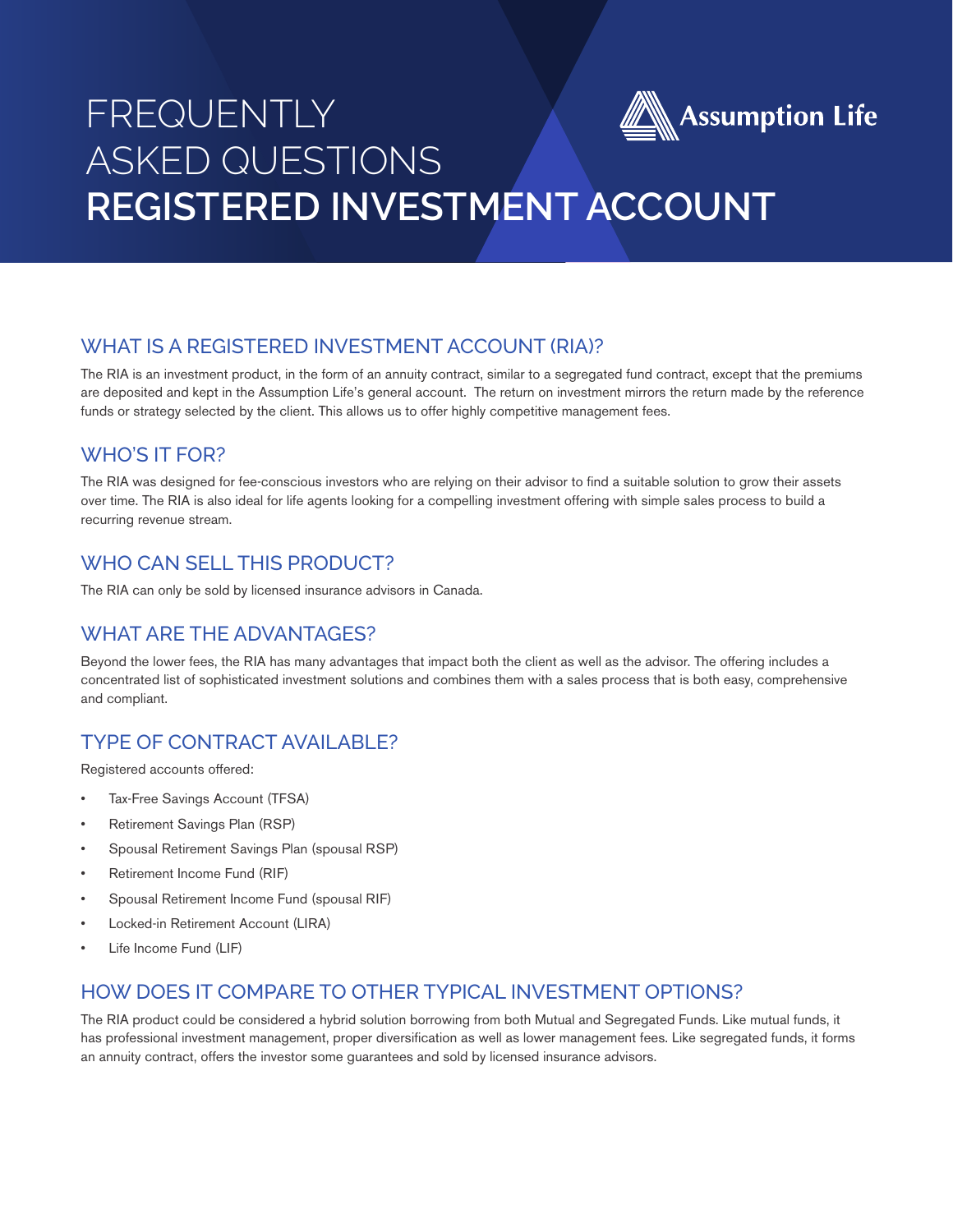# FREQUENTLY ASKED QUESTIONS
# REGISTERED INVESTMENT ACCOUNT

Assumption Life

## WHAT IS A REGISTERED INVESTMENT ACCOUNT (RIA)?

The RIA is an investment product, in the form of an annuity contract, similar to a segregated fund contract, except that the premiums are deposited and kept in the Assumption Life's general account. The return on investment mirrors the return made by the reference funds or strategy selected by the client. This allows us to offer highly competitive management fees.

## WHO'S IT FOR?

The RIA was designed for fee-conscious investors who are relying on their advisor to find a suitable solution to grow their assets over time. The RIA is also ideal for life agents looking for a compelling investment offering with simple sales process to build a recurring revenue stream.

## WHO CAN SELL THIS PRODUCT?

The RIA can only be sold by licensed insurance advisors in Canada.

## WHAT ARE THE ADVANTAGES?

Beyond the lower fees, the RIA has many advantages that impact both the client as well as the advisor. The offering includes a concentrated list of sophisticated investment solutions and combines them with a sales process that is both easy, comprehensive and compliant.

## TYPE OF CONTRACT AVAILABLE?

Registered accounts offered:

- Tax-Free Savings Account (TFSA)
- Retirement Savings Plan (RSP)
- Spousal Retirement Savings Plan (spousal RSP)
- Retirement Income Fund (RIF)
- Spousal Retirement Income Fund (spousal RIF)
- Locked-in Retirement Account (LIRA)
- Life Income Fund (LIF)

## HOW DOES IT COMPARE TO OTHER TYPICAL INVESTMENT OPTIONS?

The RIA product could be considered a hybrid solution borrowing from both Mutual and Segregated Funds. Like mutual funds, it has professional investment management, proper diversification as well as lower management fees. Like segregated funds, it forms an annuity contract, offers the investor some guarantees and sold by licensed insurance advisors.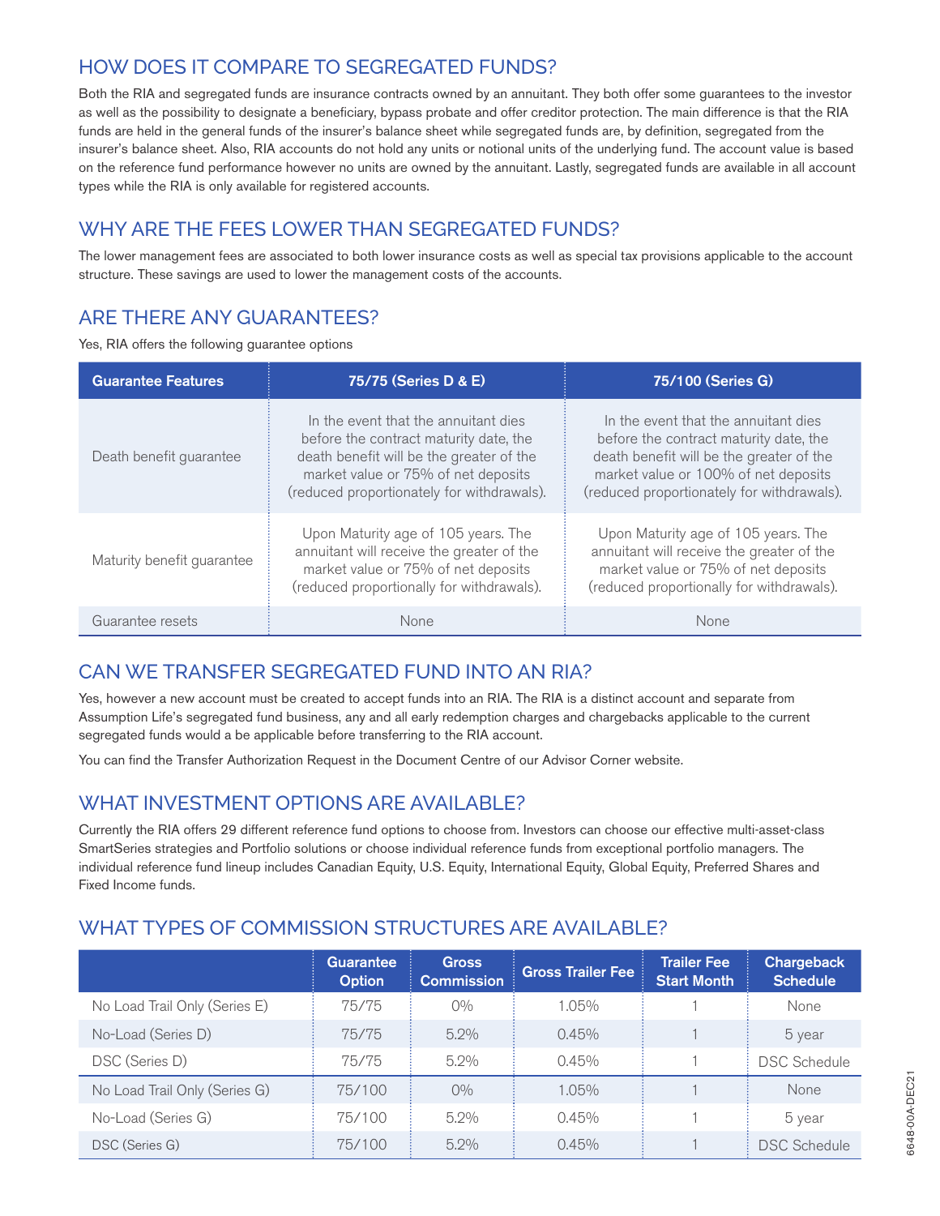## HOW DOES IT COMPARE TO SEGREGATED FUNDS?

Both the RIA and segregated funds are insurance contracts owned by an annuitant. They both offer some guarantees to the investor as well as the possibility to designate a beneficiary, bypass probate and offer creditor protection. The main difference is that the RIA funds are held in the general funds of the insurer's balance sheet while segregated funds are, by definition, segregated from the insurer's balance sheet. Also, RIA accounts do not hold any units or notional units of the underlying fund. The account value is based on the reference fund performance however no units are owned by the annuitant. Lastly, segregated funds are available in all account types while the RIA is only available for registered accounts.

## WHY ARE THE FEES LOWER THAN SEGREGATED FUNDS?

The lower management fees are associated to both lower insurance costs as well as special tax provisions applicable to the account structure. These savings are used to lower the management costs of the accounts.

## ARE THERE ANY GUARANTEES?

Yes, RIA offers the following guarantee options

| Guarantee Features | 75/75 (Series D & E) | 75/100 (Series G) |
|---|---|---|
| Death benefit guarantee | In the event that the annuitant dies before the contract maturity date, the death benefit will be the greater of the market value or 75% of net deposits (reduced proportionately for withdrawals). | In the event that the annuitant dies before the contract maturity date, the death benefit will be the greater of the market value or 100% of net deposits (reduced proportionately for withdrawals). |
| Maturity benefit guarantee | Upon Maturity age of 105 years. The annuitant will receive the greater of the market value or 75% of net deposits (reduced proportionally for withdrawals). | Upon Maturity age of 105 years. The annuitant will receive the greater of the market value or 75% of net deposits (reduced proportionally for withdrawals). |
| Guarantee resets | None | None |

## CAN WE TRANSFER SEGREGATED FUND INTO AN RIA?

Yes, however a new account must be created to accept funds into an RIA. The RIA is a distinct account and separate from Assumption Life's segregated fund business, any and all early redemption charges and chargebacks applicable to the current segregated funds would a be applicable before transferring to the RIA account.

You can find the Transfer Authorization Request in the Document Centre of our Advisor Corner website.

## WHAT INVESTMENT OPTIONS ARE AVAILABLE?

Currently the RIA offers 29 different reference fund options to choose from. Investors can choose our effective multi-asset-class SmartSeries strategies and Portfolio solutions or choose individual reference funds from exceptional portfolio managers. The individual reference fund lineup includes Canadian Equity, U.S. Equity, International Equity, Global Equity, Preferred Shares and Fixed Income funds.

## WHAT TYPES OF COMMISSION STRUCTURES ARE AVAILABLE?

| | Guarantee Option | Gross Commission | Gross Trailer Fee | Trailer Fee Start Month | Chargeback Schedule |
|---|---|---|---|---|---|
| No Load Trail Only (Series E) | 75/75 | 0% | 1.05% | 1 | None |
| No-Load (Series D) | 75/75 | 5.2% | 0.45% | 1 | 5 year |
| DSC (Series D) | 75/75 | 5.2% | 0.45% | 1 | DSC Schedule |
| No Load Trail Only (Series G) | 75/100 | 0% | 1.05% | 1 | None |
| No-Load (Series G) | 75/100 | 5.2% | 0.45% | 1 | 5 year |
| DSC (Series G) | 75/100 | 5.2% | 0.45% | 1 | DSC Schedule |

6648-00A-DEC21